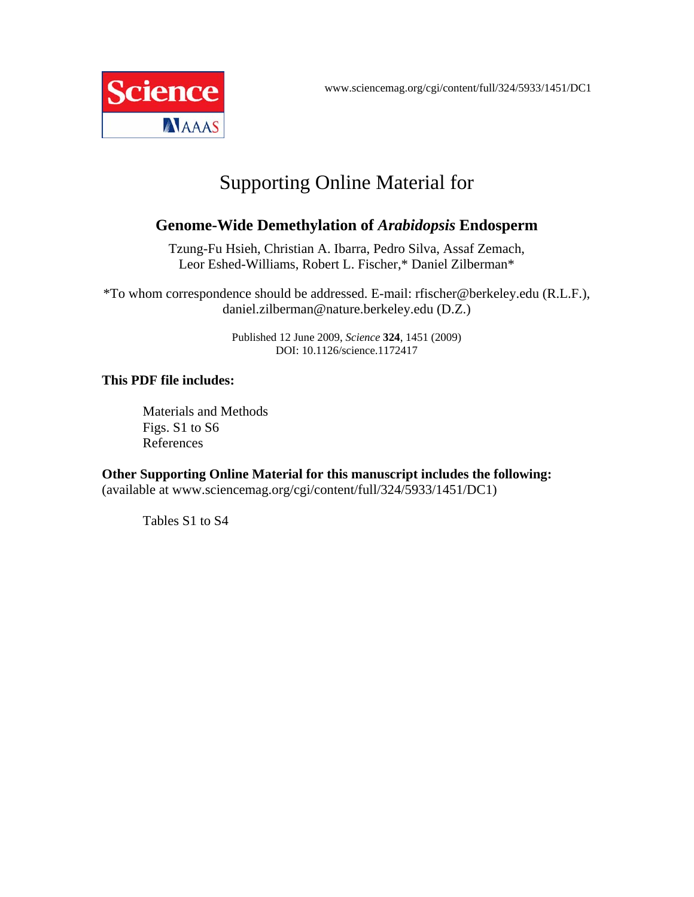www.sciencemag.org/cgi/content/full/324/5933/1451/DC1

# Supporting Online Material for

## Genome-Wide Demethylation of *Arabidopsis* Endosperm

Tzung-Fu Hsieh, Christian A. Ibarra, Pedro Silva, Assaf Zemach, Leor Eshed-Williams, Robert L. Fischer,* Daniel Zilberman*

*To whom correspondence should be addressed. E-mail: rfischer@berkeley.edu (R.L.F.), daniel.zilberman@nature.berkeley.edu (D.Z.)

Published 12 June 2009, *Science* **324**, 1451 (2009)
DOI: 10.1126/science.1172417

**This PDF file includes:**

Materials and Methods
Figs. S1 to S6
References

**Other Supporting Online Material for this manuscript includes the following:**
(available at www.sciencemag.org/cgi/content/full/324/5933/1451/DC1)

Tables S1 to S4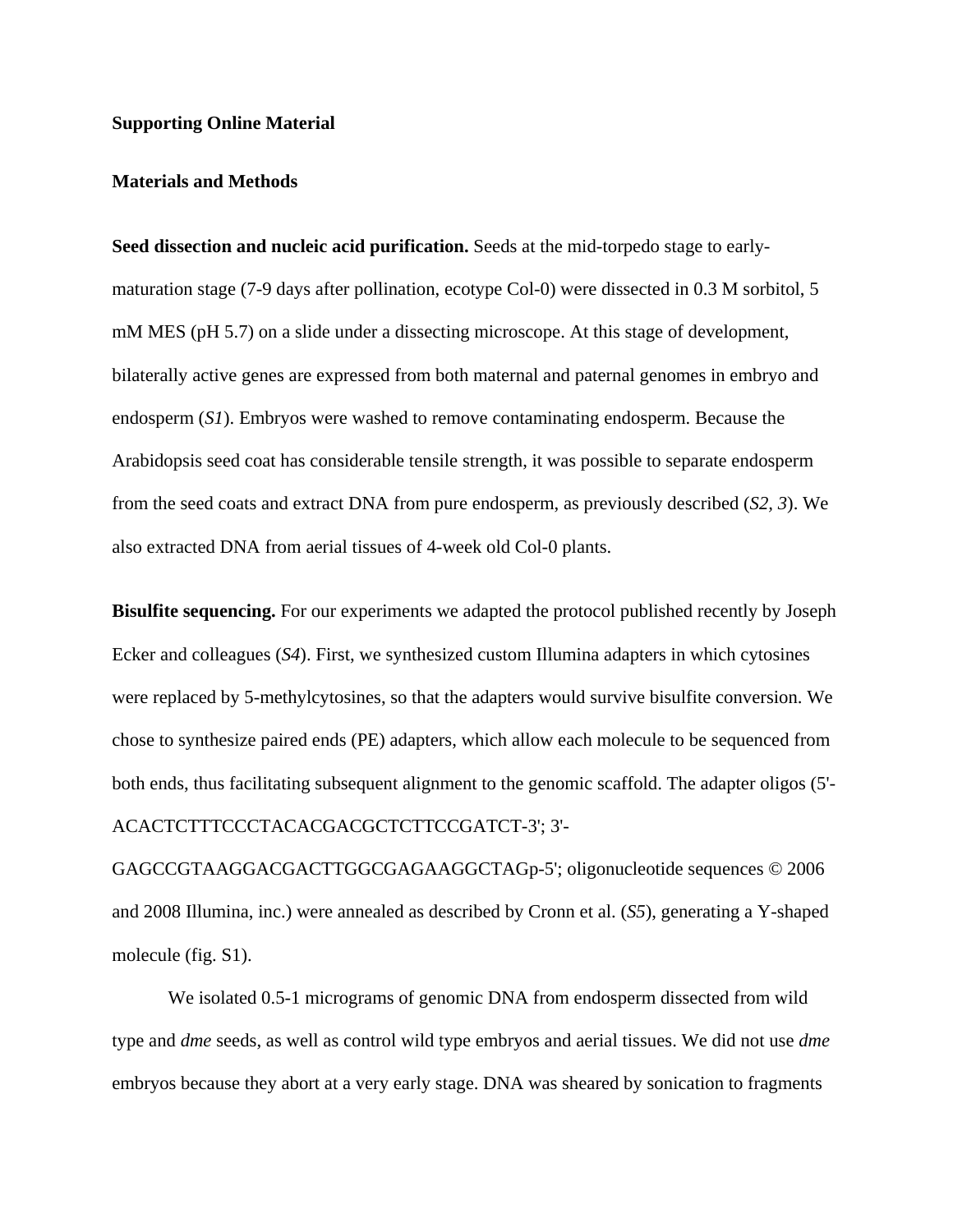**Supporting Online Material**

**Materials and Methods**

**Seed dissection and nucleic acid purification.** Seeds at the mid-torpedo stage to early-maturation stage (7-9 days after pollination, ecotype Col-0) were dissected in 0.3 M sorbitol, 5 mM MES (pH 5.7) on a slide under a dissecting microscope. At this stage of development, bilaterally active genes are expressed from both maternal and paternal genomes in embryo and endosperm (*S1*). Embryos were washed to remove contaminating endosperm. Because the Arabidopsis seed coat has considerable tensile strength, it was possible to separate endosperm from the seed coats and extract DNA from pure endosperm, as previously described (*S2*, *3*). We also extracted DNA from aerial tissues of 4-week old Col-0 plants.

**Bisulfite sequencing.** For our experiments we adapted the protocol published recently by Joseph Ecker and colleagues (*S4*). First, we synthesized custom Illumina adapters in which cytosines were replaced by 5-methylcytosines, so that the adapters would survive bisulfite conversion. We chose to synthesize paired ends (PE) adapters, which allow each molecule to be sequenced from both ends, thus facilitating subsequent alignment to the genomic scaffold. The adapter oligos (5'-ACACTCTTTCCCTACACGACGCTCTTCCGATCT-3'; 3'-GAGCCGTAAGGACGACTTGGCGAGAAGGCTAGp-5'; oligonucleotide sequences © 2006 and 2008 Illumina, inc.) were annealed as described by Cronn et al. (*S5*), generating a Y-shaped molecule (fig. S1).

We isolated 0.5-1 micrograms of genomic DNA from endosperm dissected from wild type and *dme* seeds, as well as control wild type embryos and aerial tissues. We did not use *dme* embryos because they abort at a very early stage. DNA was sheared by sonication to fragments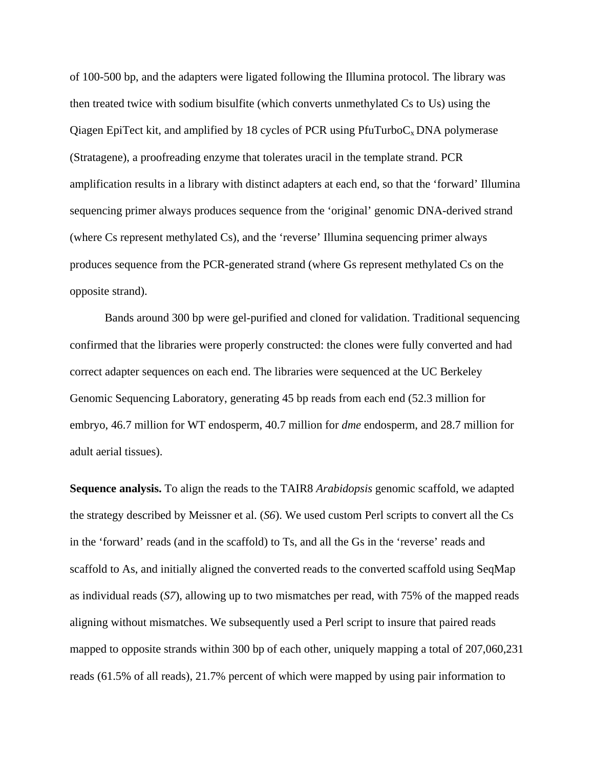of 100-500 bp, and the adapters were ligated following the Illumina protocol. The library was then treated twice with sodium bisulfite (which converts unmethylated Cs to Us) using the Qiagen EpiTect kit, and amplified by 18 cycles of PCR using PfuTurboC$_x$ DNA polymerase (Stratagene), a proofreading enzyme that tolerates uracil in the template strand. PCR amplification results in a library with distinct adapters at each end, so that the 'forward' Illumina sequencing primer always produces sequence from the 'original' genomic DNA-derived strand (where Cs represent methylated Cs), and the 'reverse' Illumina sequencing primer always produces sequence from the PCR-generated strand (where Gs represent methylated Cs on the opposite strand).

Bands around 300 bp were gel-purified and cloned for validation. Traditional sequencing confirmed that the libraries were properly constructed: the clones were fully converted and had correct adapter sequences on each end. The libraries were sequenced at the UC Berkeley Genomic Sequencing Laboratory, generating 45 bp reads from each end (52.3 million for embryo, 46.7 million for WT endosperm, 40.7 million for *dme* endosperm, and 28.7 million for adult aerial tissues).

**Sequence analysis.** To align the reads to the TAIR8 *Arabidopsis* genomic scaffold, we adapted the strategy described by Meissner et al. (*S6*). We used custom Perl scripts to convert all the Cs in the 'forward' reads (and in the scaffold) to Ts, and all the Gs in the 'reverse' reads and scaffold to As, and initially aligned the converted reads to the converted scaffold using SeqMap as individual reads (*S7*), allowing up to two mismatches per read, with 75% of the mapped reads aligning without mismatches. We subsequently used a Perl script to insure that paired reads mapped to opposite strands within 300 bp of each other, uniquely mapping a total of 207,060,231 reads (61.5% of all reads), 21.7% percent of which were mapped by using pair information to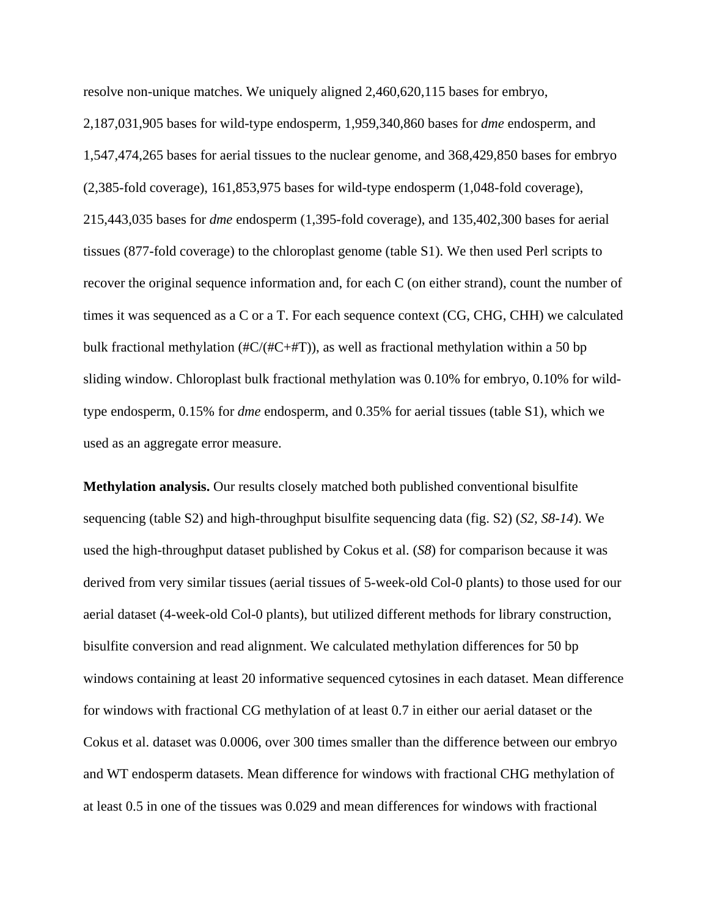resolve non-unique matches. We uniquely aligned 2,460,620,115 bases for embryo, 2,187,031,905 bases for wild-type endosperm, 1,959,340,860 bases for *dme* endosperm, and 1,547,474,265 bases for aerial tissues to the nuclear genome, and 368,429,850 bases for embryo (2,385-fold coverage), 161,853,975 bases for wild-type endosperm (1,048-fold coverage), 215,443,035 bases for *dme* endosperm (1,395-fold coverage), and 135,402,300 bases for aerial tissues (877-fold coverage) to the chloroplast genome (table S1). We then used Perl scripts to recover the original sequence information and, for each C (on either strand), count the number of times it was sequenced as a C or a T. For each sequence context (CG, CHG, CHH) we calculated bulk fractional methylation (#C/(#C+#T)), as well as fractional methylation within a 50 bp sliding window. Chloroplast bulk fractional methylation was 0.10% for embryo, 0.10% for wild-type endosperm, 0.15% for *dme* endosperm, and 0.35% for aerial tissues (table S1), which we used as an aggregate error measure.

**Methylation analysis.** Our results closely matched both published conventional bisulfite sequencing (table S2) and high-throughput bisulfite sequencing data (fig. S2) (*S2, S8-14*). We used the high-throughput dataset published by Cokus et al. (*S8*) for comparison because it was derived from very similar tissues (aerial tissues of 5-week-old Col-0 plants) to those used for our aerial dataset (4-week-old Col-0 plants), but utilized different methods for library construction, bisulfite conversion and read alignment. We calculated methylation differences for 50 bp windows containing at least 20 informative sequenced cytosines in each dataset. Mean difference for windows with fractional CG methylation of at least 0.7 in either our aerial dataset or the Cokus et al. dataset was 0.0006, over 300 times smaller than the difference between our embryo and WT endosperm datasets. Mean difference for windows with fractional CHG methylation of at least 0.5 in one of the tissues was 0.029 and mean differences for windows with fractional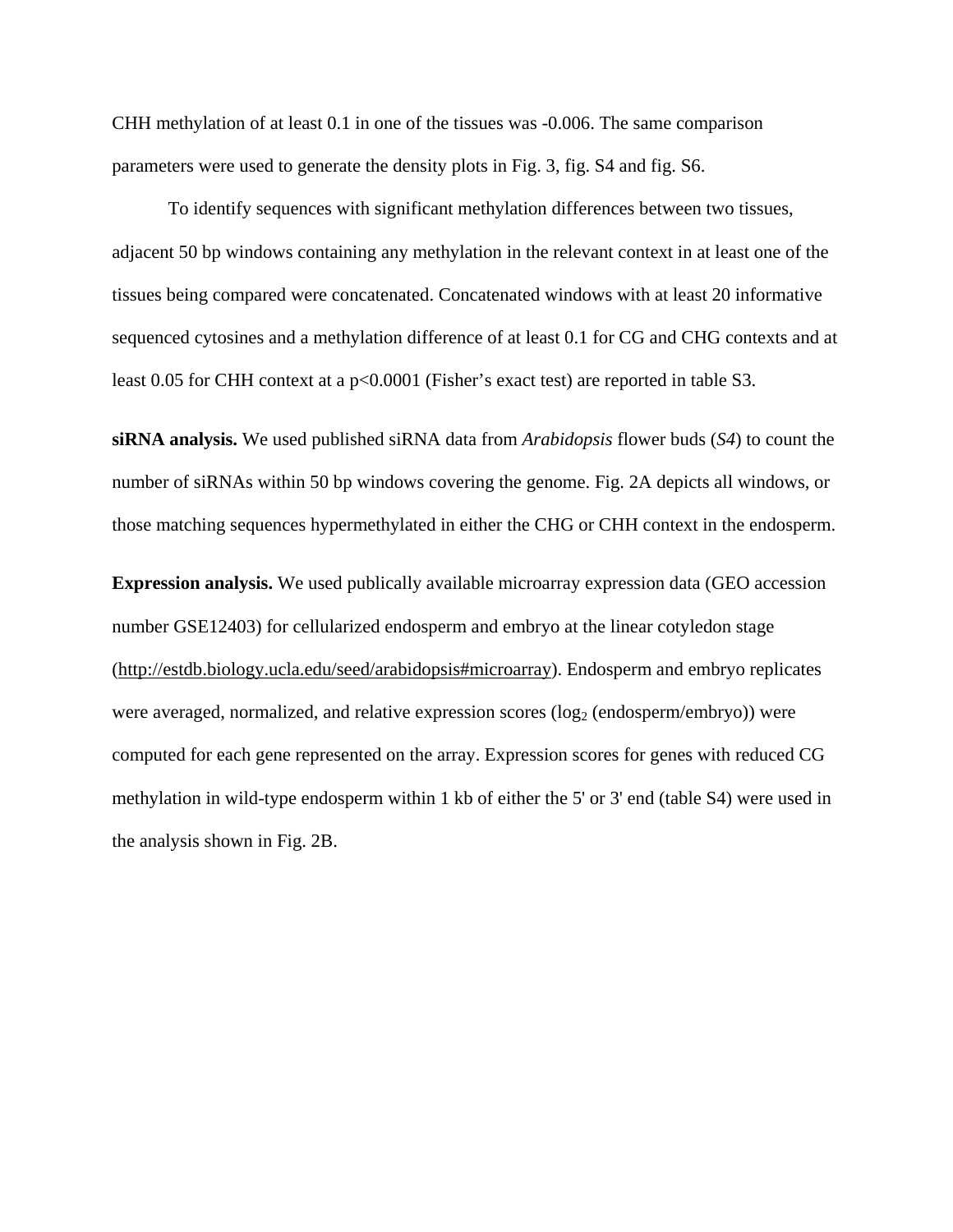CHH methylation of at least 0.1 in one of the tissues was -0.006. The same comparison parameters were used to generate the density plots in Fig. 3, fig. S4 and fig. S6.

To identify sequences with significant methylation differences between two tissues, adjacent 50 bp windows containing any methylation in the relevant context in at least one of the tissues being compared were concatenated. Concatenated windows with at least 20 informative sequenced cytosines and a methylation difference of at least 0.1 for CG and CHG contexts and at least 0.05 for CHH context at a $p<0.0001$ (Fisher's exact test) are reported in table S3.

**siRNA analysis.** We used published siRNA data from *Arabidopsis* flower buds (*S4*) to count the number of siRNAs within 50 bp windows covering the genome. Fig. 2A depicts all windows, or those matching sequences hypermethylated in either the CHG or CHH context in the endosperm.

**Expression analysis.** We used publically available microarray expression data (GEO accession number GSE12403) for cellularized endosperm and embryo at the linear cotyledon stage (http://estdb.biology.ucla.edu/seed/arabidopsis#microarray). Endosperm and embryo replicates were averaged, normalized, and relative expression scores ($\log_2$ (endosperm/embryo)) were computed for each gene represented on the array. Expression scores for genes with reduced CG methylation in wild-type endosperm within 1 kb of either the 5' or 3' end (table S4) were used in the analysis shown in Fig. 2B.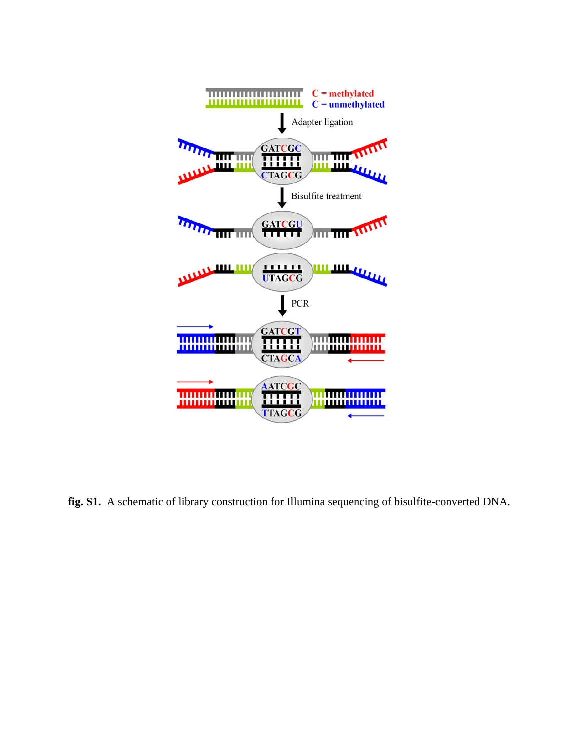**fig. S1.** A schematic of library construction for Illumina sequencing of bisulfite-converted DNA.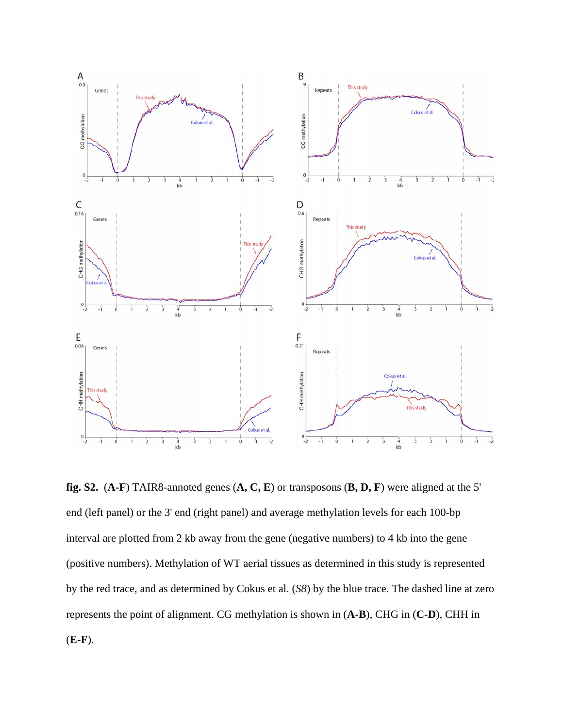**fig. S2.** (**A-F**) TAIR8-annoted genes (**A, C, E**) or transposons (**B, D, F**) were aligned at the 5' end (left panel) or the 3' end (right panel) and average methylation levels for each 100-bp interval are plotted from 2 kb away from the gene (negative numbers) to 4 kb into the gene (positive numbers). Methylation of WT aerial tissues as determined in this study is represented by the red trace, and as determined by Cokus et al. (*S8*) by the blue trace. The dashed line at zero represents the point of alignment. CG methylation is shown in (**A-B**), CHG in (**C-D**), CHH in (**E-F**).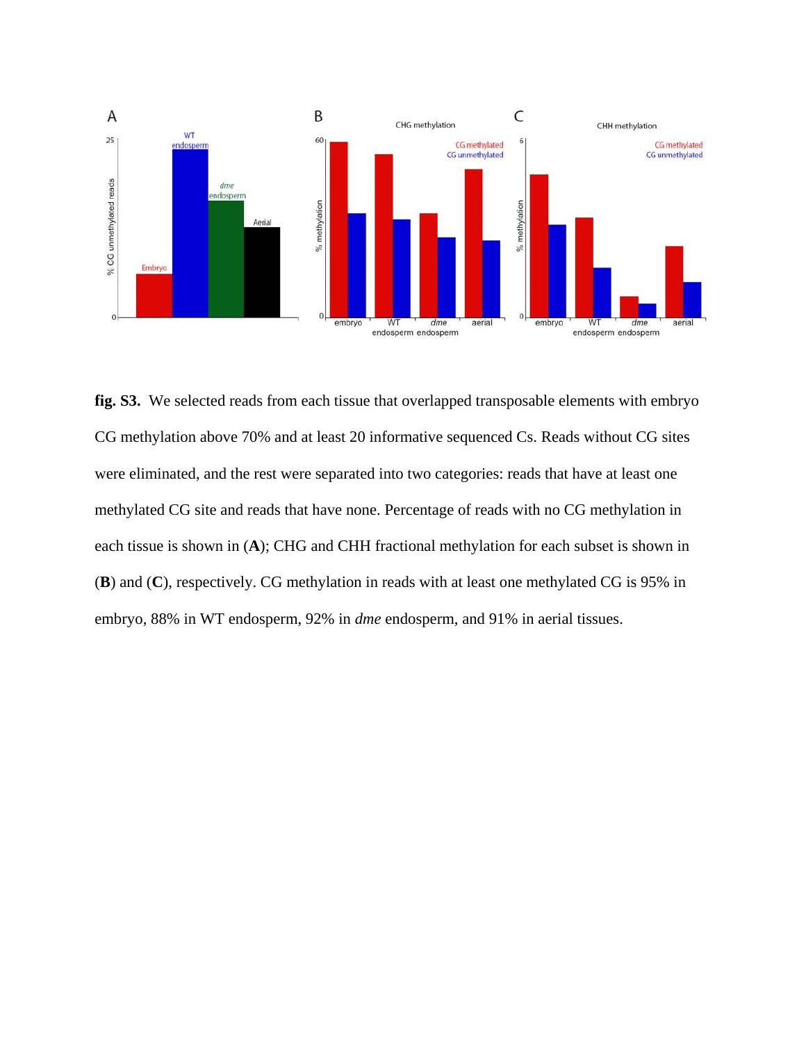**fig. S3.** We selected reads from each tissue that overlapped transposable elements with embryo CG methylation above 70% and at least 20 informative sequenced Cs. Reads without CG sites were eliminated, and the rest were separated into two categories: reads that have at least one methylated CG site and reads that have none. Percentage of reads with no CG methylation in each tissue is shown in (**A**); CHG and CHH fractional methylation for each subset is shown in (**B**) and (**C**), respectively. CG methylation in reads with at least one methylated CG is 95% in embryo, 88% in WT endosperm, 92% in *dme* endosperm, and 91% in aerial tissues.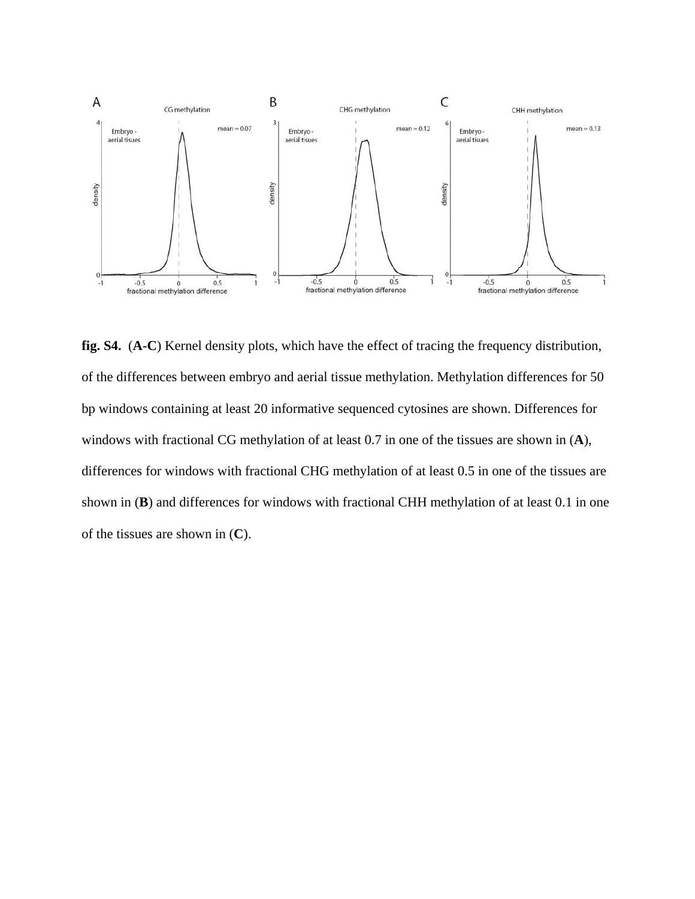**fig. S4.** (**A-C**) Kernel density plots, which have the effect of tracing the frequency distribution, of the differences between embryo and aerial tissue methylation. Methylation differences for 50 bp windows containing at least 20 informative sequenced cytosines are shown. Differences for windows with fractional CG methylation of at least 0.7 in one of the tissues are shown in (**A**), differences for windows with fractional CHG methylation of at least 0.5 in one of the tissues are shown in (**B**) and differences for windows with fractional CHH methylation of at least 0.1 in one of the tissues are shown in (**C**).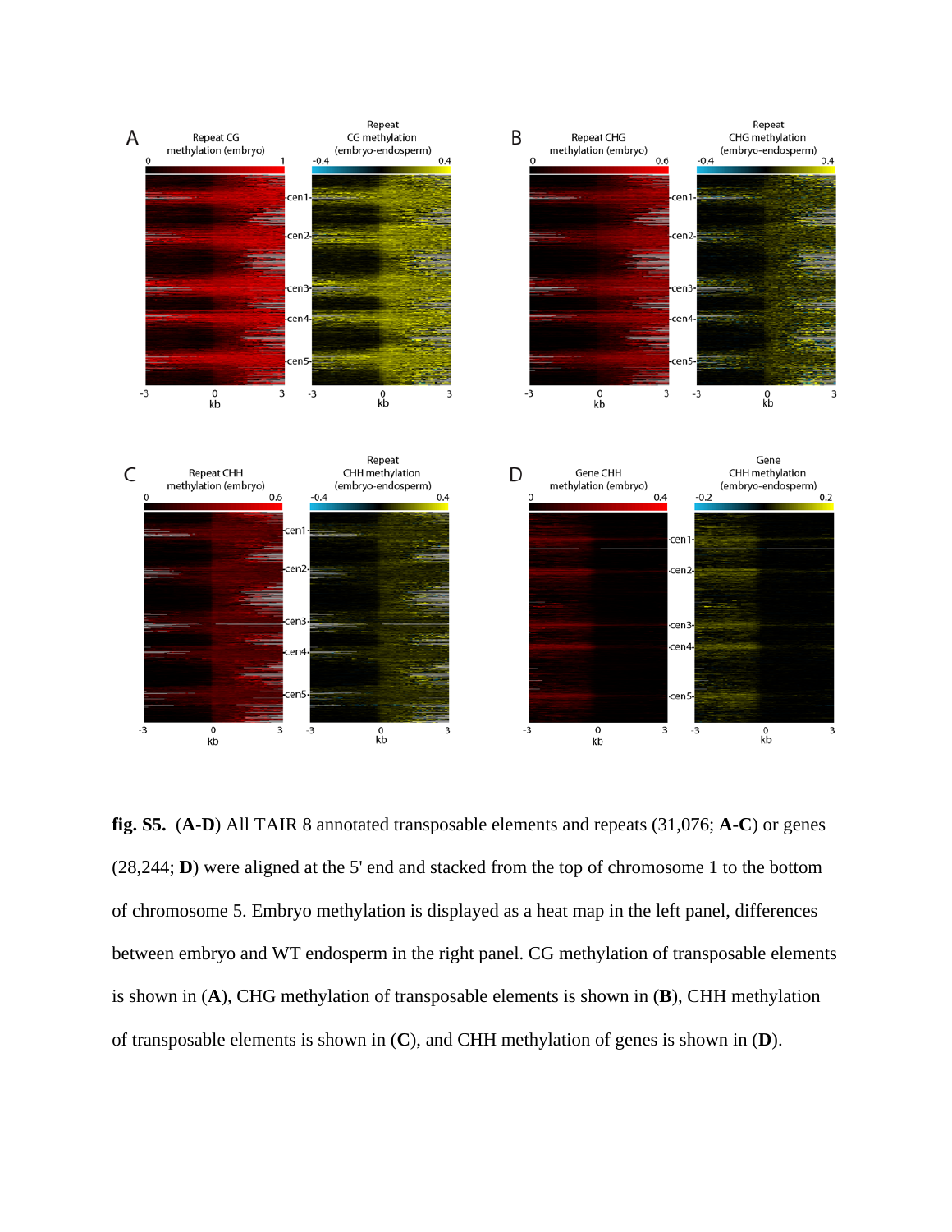**fig. S5.** (**A-D**) All TAIR 8 annotated transposable elements and repeats (31,076; **A-C**) or genes (28,244; **D**) were aligned at the 5' end and stacked from the top of chromosome 1 to the bottom of chromosome 5. Embryo methylation is displayed as a heat map in the left panel, differences between embryo and WT endosperm in the right panel. CG methylation of transposable elements is shown in (**A**), CHG methylation of transposable elements is shown in (**B**), CHH methylation of transposable elements is shown in (**C**), and CHH methylation of genes is shown in (**D**).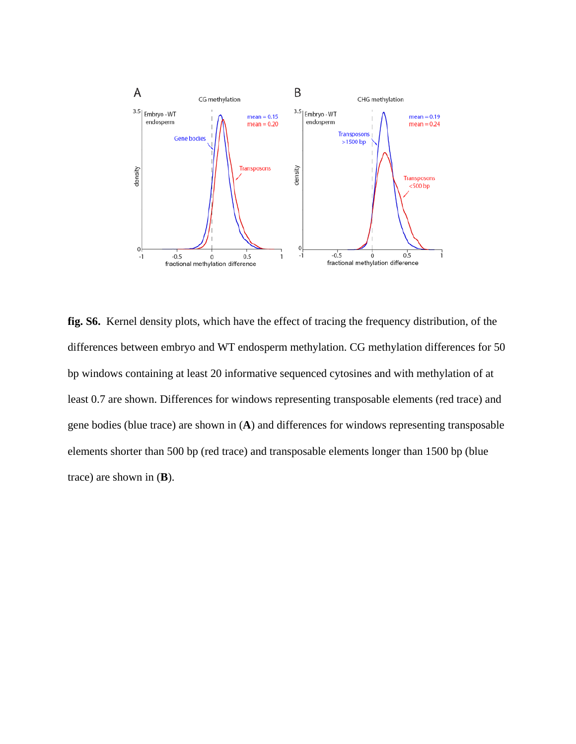**fig. S6.** Kernel density plots, which have the effect of tracing the frequency distribution, of the differences between embryo and WT endosperm methylation. CG methylation differences for 50 bp windows containing at least 20 informative sequenced cytosines and with methylation of at least 0.7 are shown. Differences for windows representing transposable elements (red trace) and gene bodies (blue trace) are shown in (**A**) and differences for windows representing transposable elements shorter than 500 bp (red trace) and transposable elements longer than 1500 bp (blue trace) are shown in (**B**).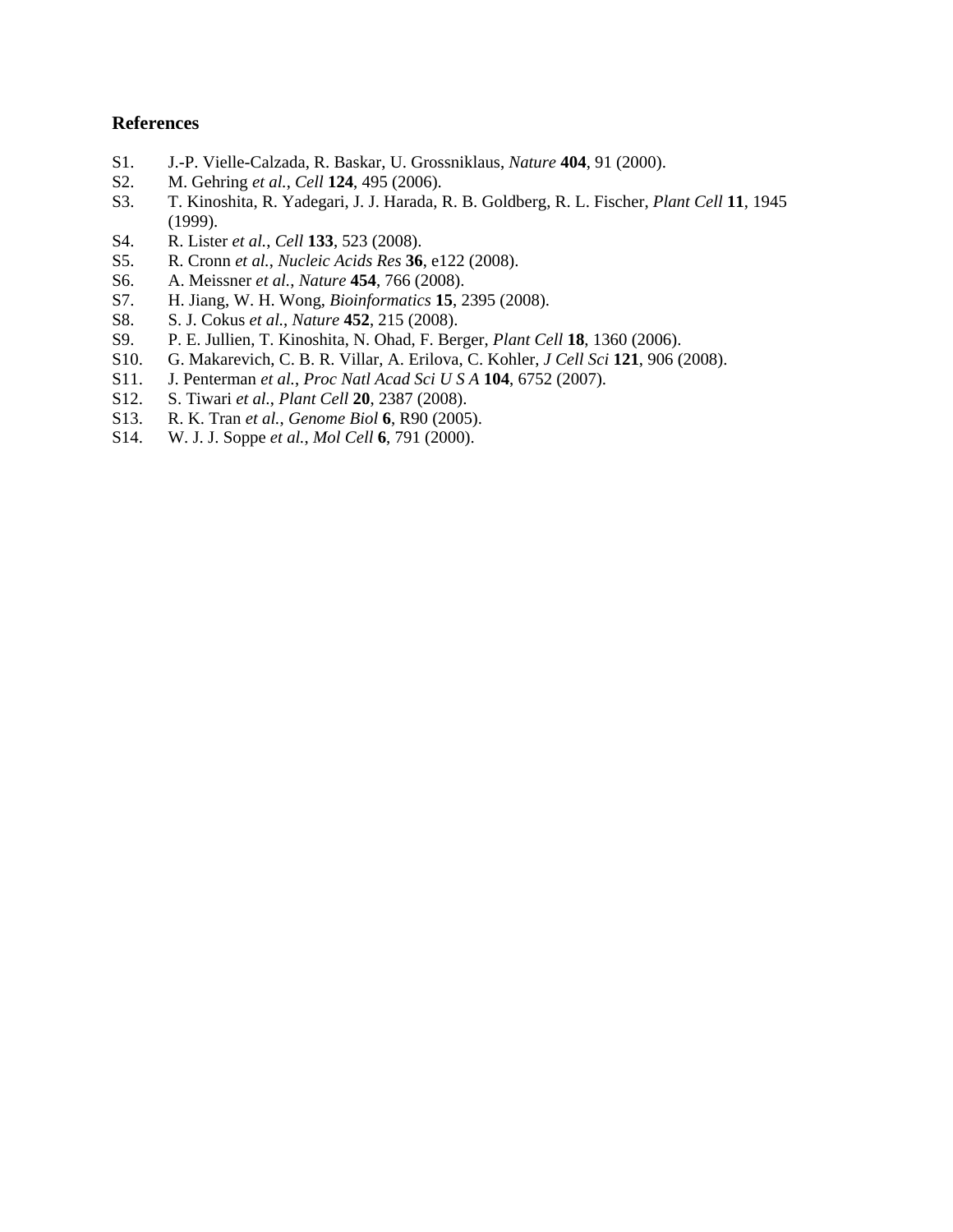## References

S1. J.-P. Vielle-Calzada, R. Baskar, U. Grossniklaus, *Nature* **404**, 91 (2000).
S2. M. Gehring *et al.*, *Cell* **124**, 495 (2006).
S3. T. Kinoshita, R. Yadegari, J. J. Harada, R. B. Goldberg, R. L. Fischer, *Plant Cell* **11**, 1945 (1999).
S4. R. Lister *et al.*, *Cell* **133**, 523 (2008).
S5. R. Cronn *et al.*, *Nucleic Acids Res* **36**, e122 (2008).
S6. A. Meissner *et al.*, *Nature* **454**, 766 (2008).
S7. H. Jiang, W. H. Wong, *Bioinformatics* **15**, 2395 (2008).
S8. S. J. Cokus *et al.*, *Nature* **452**, 215 (2008).
S9. P. E. Jullien, T. Kinoshita, N. Ohad, F. Berger, *Plant Cell* **18**, 1360 (2006).
S10. G. Makarevich, C. B. R. Villar, A. Erilova, C. Kohler, *J Cell Sci* **121**, 906 (2008).
S11. J. Penterman *et al.*, *Proc Natl Acad Sci U S A* **104**, 6752 (2007).
S12. S. Tiwari *et al.*, *Plant Cell* **20**, 2387 (2008).
S13. R. K. Tran *et al.*, *Genome Biol* **6**, R90 (2005).
S14. W. J. J. Soppe *et al.*, *Mol Cell* **6**, 791 (2000).